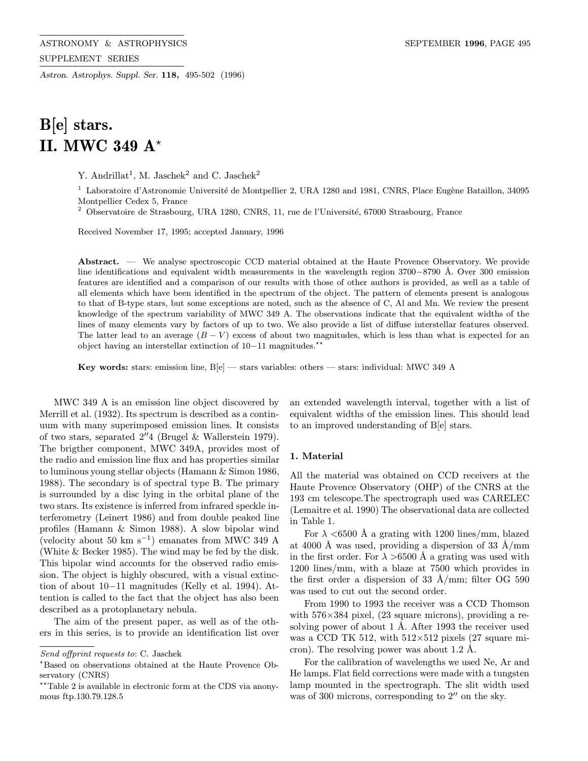# B[e] stars.
# II. MWC 349 A*

Y. Andrillat[1], M. Jaschek[2] and C. Jaschek[2]

[1] Laboratoire d'Astronomie Université de Montpellier 2, URA 1280 and 1981, CNRS, Place Eugène Bataillon, 34095 Montpellier Cedex 5, France

[2] Observatoire de Strasbourg, URA 1280, CNRS, 11, rue de l'Université, 67000 Strasbourg, France

Received November 17, 1995; accepted January, 1996

**Abstract.** — We analyse spectroscopic CCD material obtained at the Haute Provence Observatory. We provide line identifications and equivalent width measurements in the wavelength region 3700−8790 Å. Over 300 emission features are identified and a comparison of our results with those of other authors is provided, as well as a table of all elements which have been identified in the spectrum of the object. The pattern of elements present is analogous to that of B-type stars, but some exceptions are noted, such as the absence of C, Al and Mn. We review the present knowledge of the spectrum variability of MWC 349 A. The observations indicate that the equivalent widths of the lines of many elements vary by factors of up to two. We also provide a list of diffuse interstellar features observed. The latter lead to an average $(B-V)$ excess of about two magnitudes, which is less than what is expected for an object having an interstellar extinction of 10−11 magnitudes.**

**Key words:** stars: emission line, B[e] — stars variables: others — stars: individual: MWC 349 A

MWC 349 A is an emission line object discovered by Merrill et al. (1932). Its spectrum is described as a continuum with many superimposed emission lines. It consists of two stars, separated 2″4 (Brugel & Wallerstein 1979). The brigther component, MWC 349A, provides most of the radio and emission line flux and has properties similar to luminous young stellar objects (Hamann & Simon 1986, 1988). The secondary is of spectral type B. The primary is surrounded by a disc lying in the orbital plane of the two stars. Its existence is inferred from infrared speckle interferometry (Leinert 1986) and from double peaked line profiles (Hamann & Simon 1988). A slow bipolar wind (velocity about 50 km $s^{-1}$) emanates from MWC 349 A (White & Becker 1985). The wind may be fed by the disk. This bipolar wind accounts for the observed radio emission. The object is highly obscured, with a visual extinction of about 10−11 magnitudes (Kelly et al. 1994). Attention is called to the fact that the object has also been described as a protoplanetary nebula.

The aim of the present paper, as well as of the others in this series, is to provide an identification list over an extended wavelength interval, together with a list of equivalent widths of the emission lines. This should lead to an improved understanding of B[e] stars.

## 1. Material

All the material was obtained on CCD receivers at the Haute Provence Observatory (OHP) of the CNRS at the 193 cm telescope.The spectrograph used was CARELEC (Lemaitre et al. 1990) The observational data are collected in Table 1.

For $\lambda <$6500 Å a grating with 1200 lines/mm, blazed at 4000 Å was used, providing a dispersion of 33 Å/mm in the first order. For $\lambda >$6500 Å a grating was used with 1200 lines/mm, with a blaze at 7500 which provides in the first order a dispersion of 33 Å/mm; filter OG 590 was used to cut out the second order.

From 1990 to 1993 the receiver was a CCD Thomson with 576×384 pixel, (23 square microns), providing a resolving power of about 1 Å. After 1993 the receiver used was a CCD TK 512, with 512×512 pixels (27 square micron). The resolving power was about 1.2 Å.

For the calibration of wavelengths we used Ne, Ar and He lamps. Flat field corrections were made with a tungsten lamp mounted in the spectrograph. The slit width used was of 300 microns, corresponding to 2″ on the sky.

---

*Send offprint requests to*: C. Jaschek

*Based on observations obtained at the Haute Provence Observatory (CNRS)

**Table 2 is available in electronic form at the CDS via anonymous ftp.130.79.128.5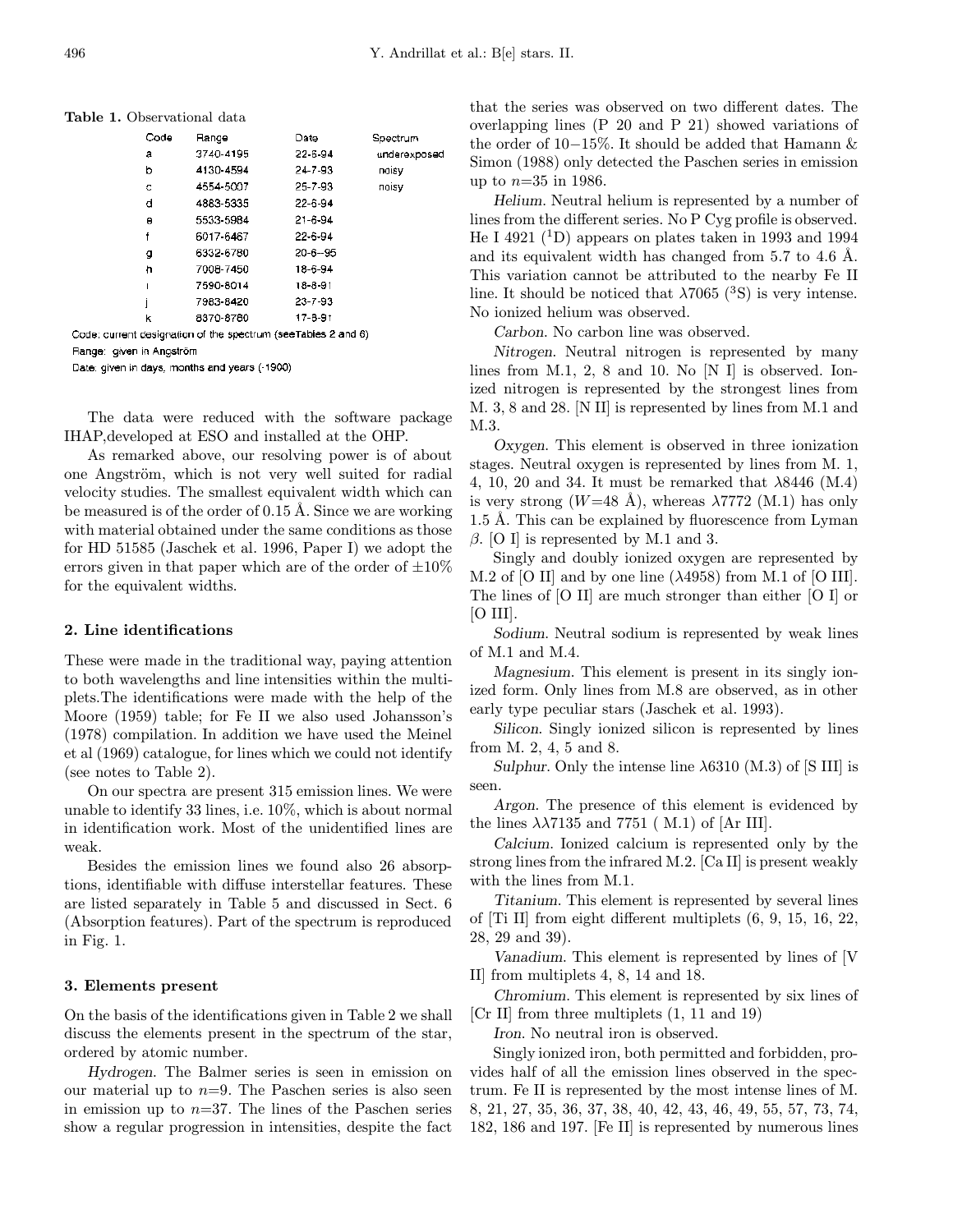**Table 1.** Observational data

| Code | Range | Date | Spectrum |
|---|---|---|---|
| a | 3740-4195 | 22-6-94 | underexposed |
| b | 4130-4594 | 24-7-93 | noisy |
| c | 4554-5007 | 25-7-93 | noisy |
| d | 4883-5335 | 22-6-94 | |
| e | 5533-5984 | 21-6-94 | |
| f | 6017-6467 | 22-6-94 | |
| g | 6332-6780 | 20-6--95 | |
| h | 7008-7450 | 18-6-94 | |
| i | 7590-8014 | 18-8-91 | |
| j | 7983-8420 | 23-7-93 | |
| k | 8370-8780 | 17-8-91 | |

Code: current designation of the spectrum (seeTables 2 and 6)

Range: given in Angström

Date: given in days, months and years (-1900)

The data were reduced with the software package IHAP,developed at ESO and installed at the OHP.

As remarked above, our resolving power is of about one Angström, which is not very well suited for radial velocity studies. The smallest equivalent width which can be measured is of the order of 0.15 Å. Since we are working with material obtained under the same conditions as those for HD 51585 (Jaschek et al. 1996, Paper I) we adopt the errors given in that paper which are of the order of ±10% for the equivalent widths.

## 2. Line identifications

These were made in the traditional way, paying attention to both wavelengths and line intensities within the multiplets.The identifications were made with the help of the Moore (1959) table; for Fe II we also used Johansson's (1978) compilation. In addition we have used the Meinel et al (1969) catalogue, for lines which we could not identify (see notes to Table 2).

On our spectra are present 315 emission lines. We were unable to identify 33 lines, i.e. 10%, which is about normal in identification work. Most of the unidentified lines are weak.

Besides the emission lines we found also 26 absorptions, identifiable with diffuse interstellar features. These are listed separately in Table 5 and discussed in Sect. 6 (Absorption features). Part of the spectrum is reproduced in Fig. 1.

## 3. Elements present

On the basis of the identifications given in Table 2 we shall discuss the elements present in the spectrum of the star, ordered by atomic number.

*Hydrogen.* The Balmer series is seen in emission on our material up to $n$=9. The Paschen series is also seen in emission up to $n$=37. The lines of the Paschen series show a regular progression in intensities, despite the fact that the series was observed on two different dates. The overlapping lines (P 20 and P 21) showed variations of the order of 10−15%. It should be added that Hamann & Simon (1988) only detected the Paschen series in emission up to $n$=35 in 1986.

*Helium.* Neutral helium is represented by a number of lines from the different series. No P Cyg profile is observed. He I 4921 ($^1$D) appears on plates taken in 1993 and 1994 and its equivalent width has changed from 5.7 to 4.6 Å. This variation cannot be attributed to the nearby Fe II line. It should be noticed that $\lambda$7065 ($^3$S) is very intense. No ionized helium was observed.

*Carbon.* No carbon line was observed.

*Nitrogen.* Neutral nitrogen is represented by many lines from M.1, 2, 8 and 10. No [N I] is observed. Ionized nitrogen is represented by the strongest lines from M. 3, 8 and 28. [N II] is represented by lines from M.1 and M.3.

*Oxygen.* This element is observed in three ionization stages. Neutral oxygen is represented by lines from M. 1, 4, 10, 20 and 34. It must be remarked that $\lambda$8446 (M.4) is very strong ($W$=48 Å), whereas $\lambda$7772 (M.1) has only 1.5 Å. This can be explained by fluorescence from Lyman $\beta$. [O I] is represented by M.1 and 3.

Singly and doubly ionized oxygen are represented by M.2 of [O II] and by one line ($\lambda$4958) from M.1 of [O III]. The lines of [O II] are much stronger than either [O I] or [O III].

*Sodium.* Neutral sodium is represented by weak lines of M.1 and M.4.

*Magnesium.* This element is present in its singly ionized form. Only lines from M.8 are observed, as in other early type peculiar stars (Jaschek et al. 1993).

*Silicon.* Singly ionized silicon is represented by lines from M. 2, 4, 5 and 8.

*Sulphur.* Only the intense line $\lambda$6310 (M.3) of [S III] is seen.

*Argon.* The presence of this element is evidenced by the lines $\lambda\lambda$7135 and 7751 ( M.1) of [Ar III].

*Calcium.* Ionized calcium is represented only by the strong lines from the infrared M.2. [Ca II] is present weakly with the lines from M.1.

*Titanium.* This element is represented by several lines of [Ti II] from eight different multiplets (6, 9, 15, 16, 22, 28, 29 and 39).

*Vanadium.* This element is represented by lines of [V II] from multiplets 4, 8, 14 and 18.

*Chromium.* This element is represented by six lines of [Cr II] from three multiplets (1, 11 and 19)

*Iron.* No neutral iron is observed.

Singly ionized iron, both permitted and forbidden, provides half of all the emission lines observed in the spectrum. Fe II is represented by the most intense lines of M. 8, 21, 27, 35, 36, 37, 38, 40, 42, 43, 46, 49, 55, 57, 73, 74, 182, 186 and 197. [Fe II] is represented by numerous lines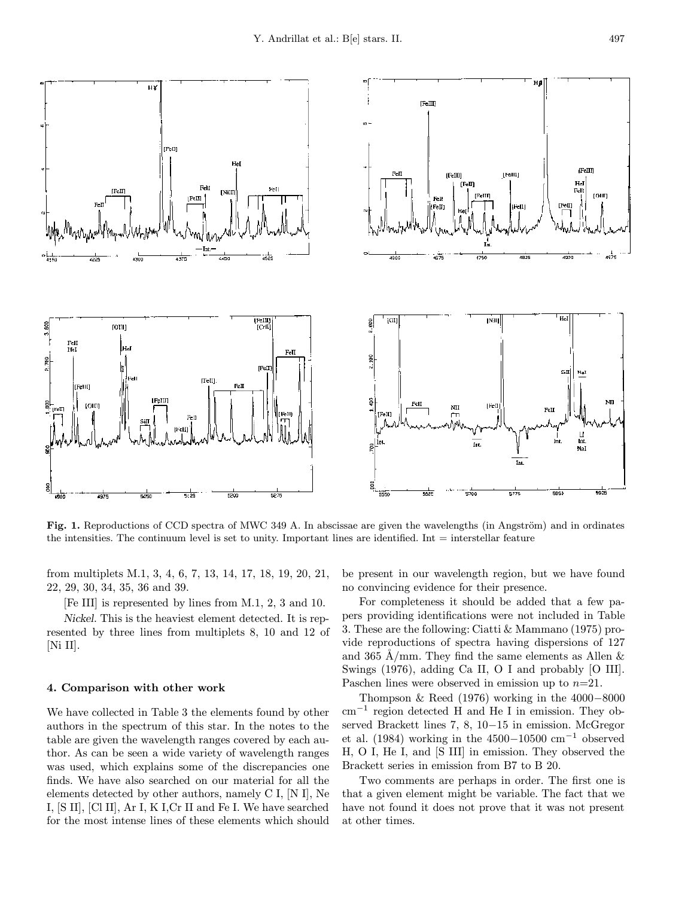**Fig. 1.** Reproductions of CCD spectra of MWC 349 A. In abscissae are given the wavelengths (in Angström) and in ordinates the intensities. The continuum level is set to unity. Important lines are identified. Int = interstellar feature

from multiplets M.1, 3, 4, 6, 7, 13, 14, 17, 18, 19, 20, 21, 22, 29, 30, 34, 35, 36 and 39.

[Fe III] is represented by lines from M.1, 2, 3 and 10.

*Nickel*. This is the heaviest element detected. It is represented by three lines from multiplets 8, 10 and 12 of [Ni II].

## 4. Comparison with other work

We have collected in Table 3 the elements found by other authors in the spectrum of this star. In the notes to the table are given the wavelength ranges covered by each author. As can be seen a wide variety of wavelength ranges was used, which explains some of the discrepancies one finds. We have also searched on our material for all the elements detected by other authors, namely C I, [N I], Ne I, [S II], [Cl II], Ar I, K I,Cr II and Fe I. We have searched for the most intense lines of these elements which should be present in our wavelength region, but we have found no convincing evidence for their presence.

For completeness it should be added that a few papers providing identifications were not included in Table 3. These are the following: Ciatti & Mammano (1975) provide reproductions of spectra having dispersions of 127 and 365 Å/mm. They find the same elements as Allen & Swings (1976), adding Ca II, O I and probably [O III]. Paschen lines were observed in emission up to $n$=21.

Thompson & Reed (1976) working in the 4000−8000 $\mathrm{cm}^{-1}$ region detected H and He I in emission. They observed Brackett lines 7, 8, 10−15 in emission. McGregor et al. (1984) working in the 4500−10500 $\mathrm{cm}^{-1}$ observed H, O I, He I, and [S III] in emission. They observed the Brackett series in emission from B7 to B 20.

Two comments are perhaps in order. The first one is that a given element might be variable. The fact that we have not found it does not prove that it was not present at other times.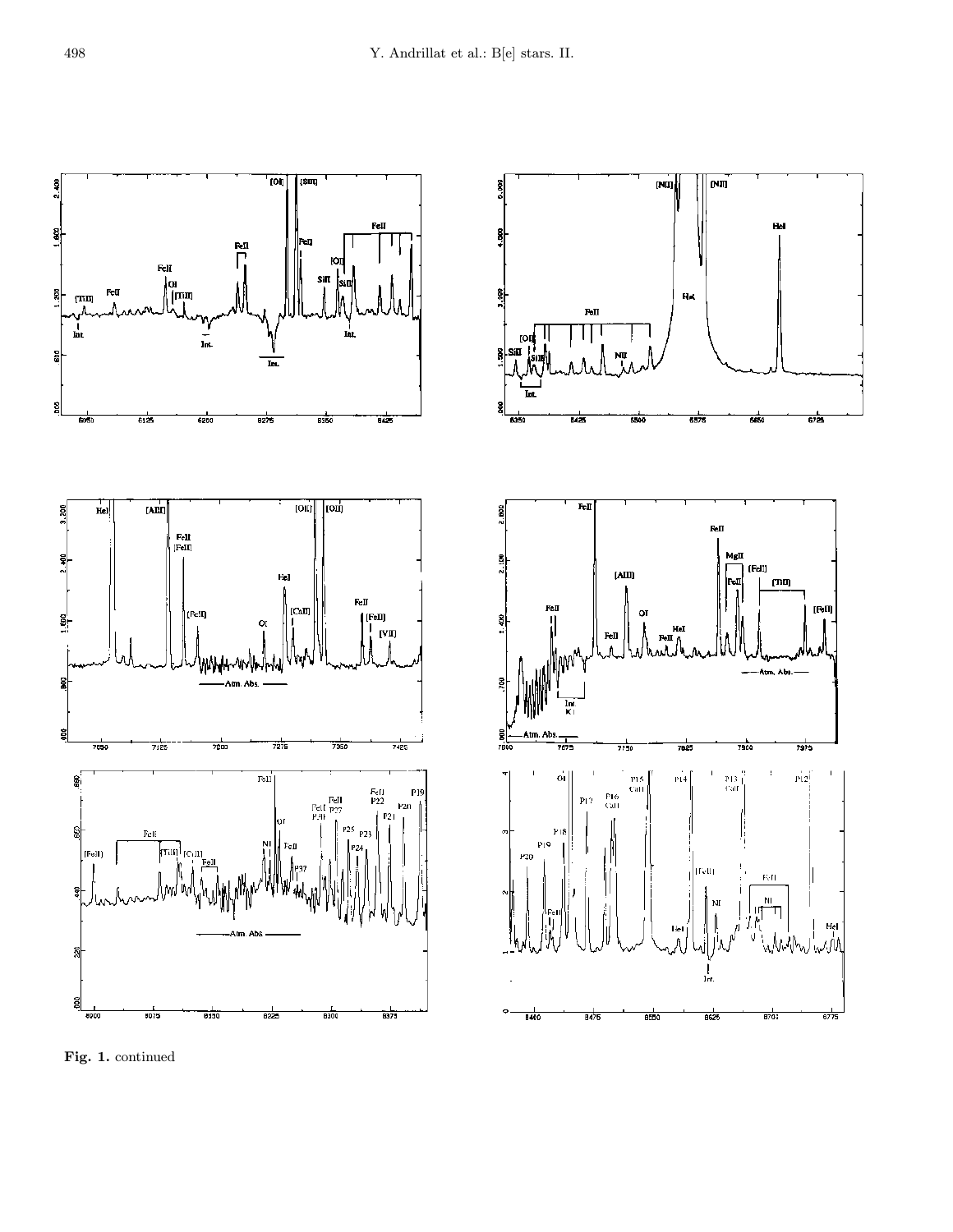**Fig. 1.** continued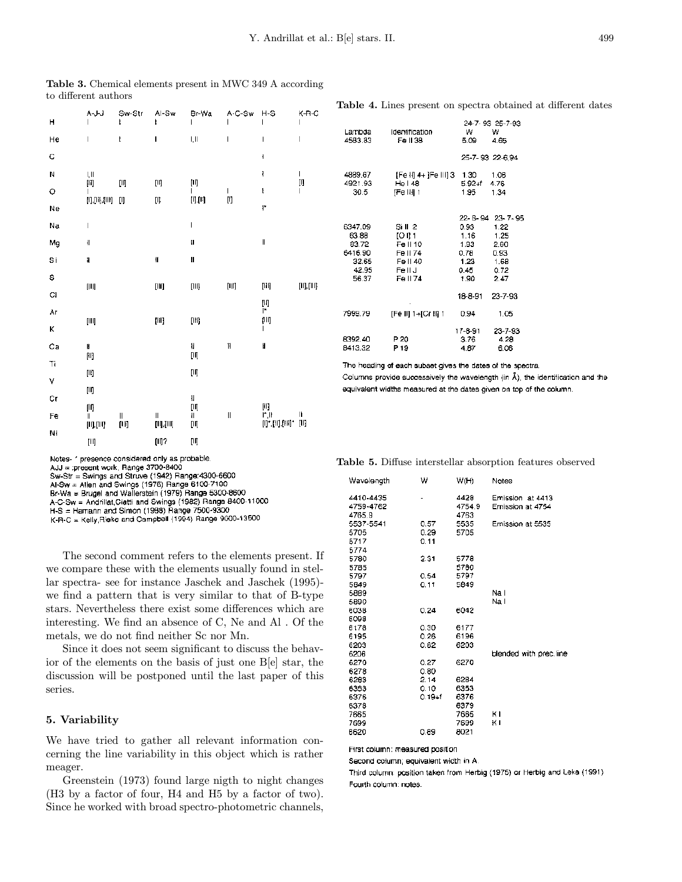**Table 3.** Chemical elements present in MWC 349 A according to different authors

| | A-J-J | Sw-Str | Al-Sw | Br-Wa | A-C-Sw | H-S | K-R-C |
|---|---|---|---|---|---|---|---|
| H | I | I | I | I | I | I | I |
| He | I | I | I | I,II | I | I | I |
| C | | | | | | I | |
| N | I,II | | | | | I | I |
| | [II] | [II] | [II] | [II] | | | [I] |
| O | I | | | I | I | I | I |
| | [I],[II],[III] | [I] | [I] | [I],[II] | [I] | | |
| Ne | | | | | | I* | |
| Na | I | | | I | | | |
| Mg | II | | | II | | II | |
| Si | II | | II | II | | | |
| S | | | | | | | |
| | [III] | | [III] | [III] | [III] | [III] | [II],[III] |
| Cl | | | | | | [II] | |
| | | | | | | I* | |
| Ar | [III] | | [III] | [III] | | [III] | |
| K | | | | | | I | |
| Ca | II | | | II | II | II | |
| | [II] | | | [II] | | | |
| Ti | [II] | | | [II] | | | |
| V | [II] | | | | | | |
| Cr | | | | II | | | |
| | [II] | | | [II] | | [II] | |
| Fe | II | II | II | II | II | I*,II | II |
| | [II],[III] | [II] | [II],[III] | [II] | | [I]*,[II],[III]* | [II] |
| Ni | [II] | | [II]? | [II] | | | |

Notes- * presence considered only as probable.
AJJ = present work, Range 3700-8400
Sw-Str = Swings and Struve (1942) Range:4300-6600
Al-Sw = Allen and Swings (1976) Range 6100-7100
Br-Wa = Brugel and Wallerstein (1979) Range 5300-8600
A-C-Sw = Andrillat,Ciatti and Swings (1982) Range 8400-11000
H-S = Hamann and Simon (1988) Range 7500-9300
K-R-C = Kelly,Rieke and Campbell (1994) Range 9000-13500

The second comment refers to the elements present. If we compare these with the elements usually found in stellar spectra- see for instance Jaschek and Jaschek (1995)- we find a pattern that is very similar to that of B-type stars. Nevertheless there exist some differences which are interesting. We find an absence of C, Ne and Al . Of the metals, we do not find neither Sc nor Mn.

Since it does not seem significant to discuss the behavior of the elements on the basis of just one B[e] star, the discussion will be postponed until the last paper of this series.

## 5. Variability

We have tried to gather all relevant information concerning the line variability in this object which is rather meager.

Greenstein (1973) found large nigth to night changes (H3 by a factor of four, H4 and H5 by a factor of two). Since he worked with broad spectro-photometric channels,

**Table 4.** Lines present on spectra obtained at different dates

| Lambda | Identification | W | W |
|---|---|---|---|
| | | 24-7-93 | 25-7-93 |
| 4583.83 | Fe II 38 | 5.09 | 4.65 |
| | | 25-7-93 | 22-6-94 |
| 4889.67 | [Fe II] 4+ [Fe III] 3 | 1.30 | 1.06 |
| 4921.93 | He I 48 | 5.92+f | 4.76 |
| 30.5 | [Fe III] 1 | 1.95 | 1.34 |
| | | 22-6-94 | 23-7-95 |
| 6347.09 | Si II 2 | 0.93 | 1.22 |
| 63.88 | [O I] 1 | 1.16 | 1.25 |
| 83.72 | Fe II 10 | 1.93 | 2.60 |
| 6416.90 | Fe II 74 | 0.78 | 0.93 |
| 32.65 | Fe II 40 | 1.23 | 1.68 |
| 42.95 | Fe II J | 0.45 | 0.72 |
| 56.37 | Fe II 74 | 1.90 | 2.47 |
| | | 18-8-91 | 23-7-93 |
| 7999.79 | [Fe II] 1+[Cr II] 1 | 0.94 | 1.05 |
| | | 17-8-91 | 23-7-93 |
| 8392.40 | P 20 | 3.76 | 4.28 |
| 8413.32 | P 19 | 4.87 | 6.06 |

The heading of each subset gives the dates of the spectra.
Columns provide successively the wavelength (in Å), the identification and the equivalent widths measured at the dates given on top of the column.

**Table 5.** Diffuse interstellar absorption features observed

| Wavelength | W | W(H) | Notes |
|---|---|---|---|
| 4410-4435 | - | 4428 | Emission at 4413 |
| 4759-4762 | | 4754.9 | Emission at 4754 |
| 4765.9 | | 4763 | |
| 5537-5541 | 0.57 | 5535 | Emission at 5535 |
| 5705 | 0.29 | 5705 | |
| 5717 | 0.11 | | |
| 5774 | | | |
| 5780 | 2.31 | 5778 | |
| 5785 | | 5780 | |
| 5797 | 0.54 | 5797 | |
| 5849 | 0.11 | 5849 | |
| 5889 | | | Na I |
| 5890 | | | Na I |
| 6038 | 0.24 | 6042 | |
| 6098 | | | |
| 6178 | 0.30 | 6177 | |
| 6195 | 0.26 | 6196 | |
| 6203 | 0.82 | 6203 | |
| 6206 | | | blended with prec.line |
| 6270 | 0.27 | 6270 | |
| 6278 | 0.80 | | |
| 6283 | 2.14 | 6284 | |
| 6353 | 0.10 | 6353 | |
| 6376 | 0.19+f | 6376 | |
| 6378 | | 6379 | |
| 7665 | | 7665 | K I |
| 7699 | | 7699 | K I |
| 8620 | 0.69 | 8021 | |

First column: measured position
Second column, equivalent width in A.
Third column: position taken from Herbig (1975) or Herbig and Leka (1991)
Fourth column: notes.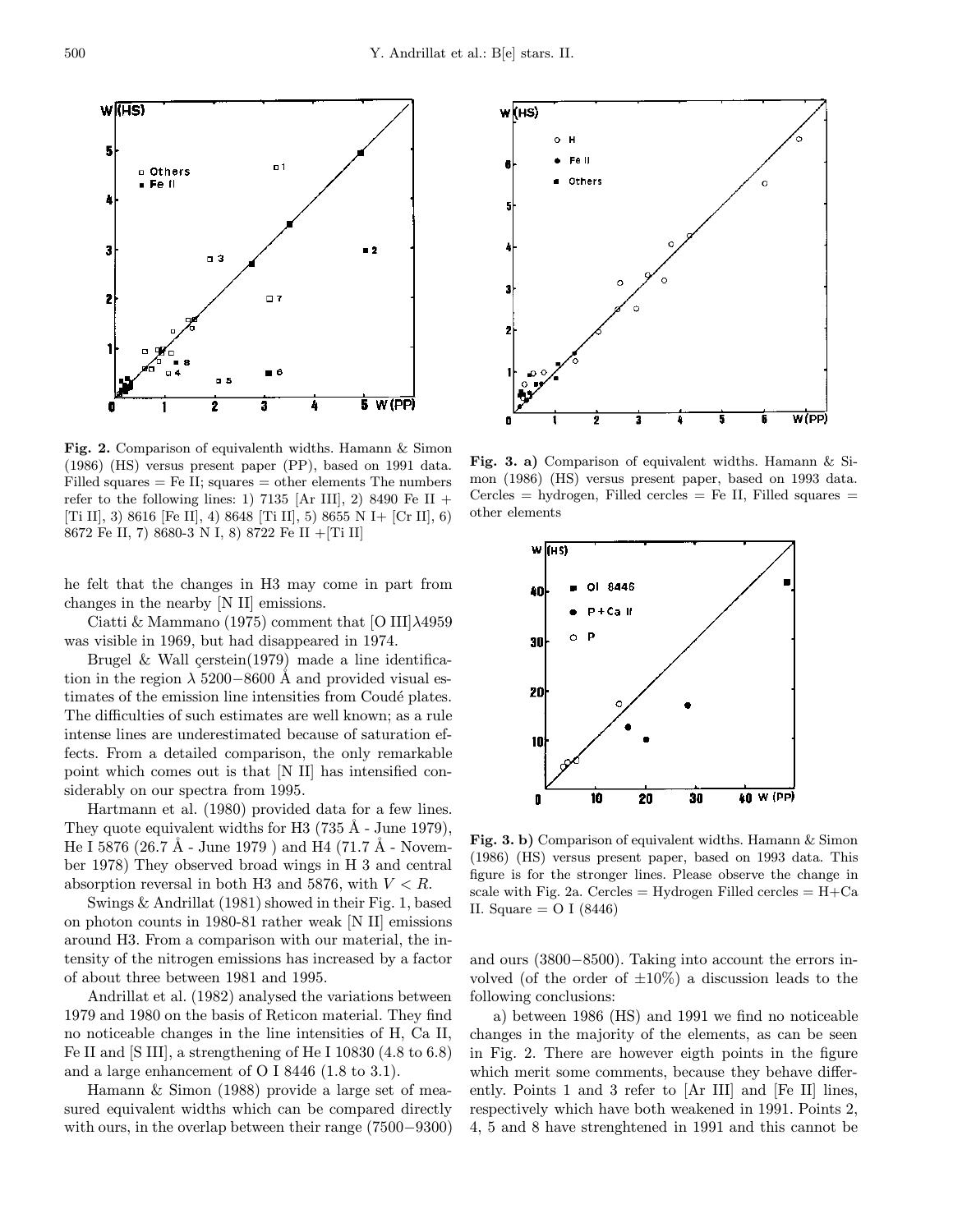**Fig. 2.** Comparison of equivalenth widths. Hamann & Simon (1986) (HS) versus present paper (PP), based on 1991 data. Filled squares = Fe II; squares = other elements The numbers refer to the following lines: 1) 7135 [Ar III], 2) 8490 Fe II + [Ti II], 3) 8616 [Fe II], 4) 8648 [Ti II], 5) 8655 N I+ [Cr II], 6) 8672 Fe II, 7) 8680-3 N I, 8) 8722 Fe II +[Ti II]

**Fig. 3. a)** Comparison of equivalent widths. Hamann & Simon (1986) (HS) versus present paper, based on 1993 data. Cercles = hydrogen, Filled cercles = Fe II, Filled squares = other elements

**Fig. 3. b)** Comparison of equivalent widths. Hamann & Simon (1986) (HS) versus present paper, based on 1993 data. This figure is for the stronger lines. Please observe the change in scale with Fig. 2a. Cercles = Hydrogen Filled cercles = H+Ca II. Square = O I (8446)

he felt that the changes in H3 may come in part from changes in the nearby [N II] emissions.

Ciatti & Mammano (1975) comment that [O III]$\lambda$4959 was visible in 1969, but had disappeared in 1974.

Brugel & Wall çerstein(1979) made a line identification in the region $\lambda$ 5200−8600 Å and provided visual estimates of the emission line intensities from Coudé plates. The difficulties of such estimates are well known; as a rule intense lines are underestimated because of saturation effects. From a detailed comparison, the only remarkable point which comes out is that [N II] has intensified considerably on our spectra from 1995.

Hartmann et al. (1980) provided data for a few lines. They quote equivalent widths for H3 (735 Å - June 1979), He I 5876 (26.7 Å - June 1979 ) and H4 (71.7 Å - November 1978) They observed broad wings in H 3 and central absorption reversal in both H3 and 5876, with $V < R$.

Swings & Andrillat (1981) showed in their Fig. 1, based on photon counts in 1980-81 rather weak [N II] emissions around H3. From a comparison with our material, the intensity of the nitrogen emissions has increased by a factor of about three between 1981 and 1995.

Andrillat et al. (1982) analysed the variations between 1979 and 1980 on the basis of Reticon material. They find no noticeable changes in the line intensities of H, Ca II, Fe II and [S III], a strengthening of He I 10830 (4.8 to 6.8) and a large enhancement of O I 8446 (1.8 to 3.1).

Hamann & Simon (1988) provide a large set of measured equivalent widths which can be compared directly with ours, in the overlap between their range (7500−9300) and ours (3800−8500). Taking into account the errors involved (of the order of ±10%) a discussion leads to the following conclusions:

a) between 1986 (HS) and 1991 we find no noticeable changes in the majority of the elements, as can be seen in Fig. 2. There are however eigth points in the figure which merit some comments, because they behave differently. Points 1 and 3 refer to [Ar III] and [Fe II] lines, respectively which have both weakened in 1991. Points 2, 4, 5 and 8 have strenghtened in 1991 and this cannot be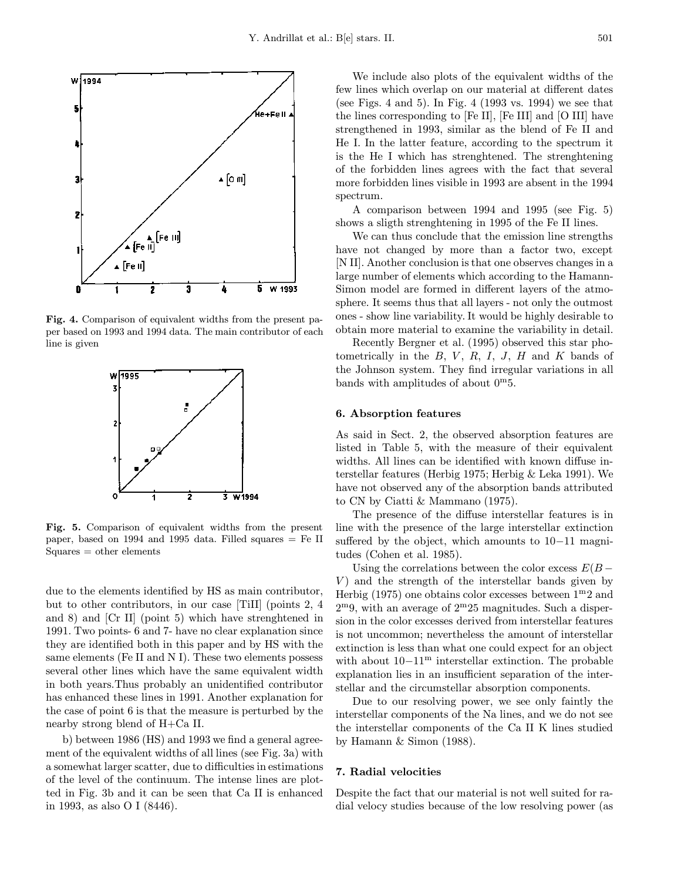due to the elements identified by HS as main contributor, but to other contributors, in our case [TiII] (points 2, 4 and 8) and [Cr II] (point 5) which have strenghtened in 1991. Two points- 6 and 7- have no clear explanation since they are identified both in this paper and by HS with the same elements (Fe II and N I). These two elements possess several other lines which have the same equivalent width in both years.Thus probably an unidentified contributor has enhanced these lines in 1991. Another explanation for the case of point 6 is that the measure is perturbed by the nearby strong blend of H+Ca II.

b) between 1986 (HS) and 1993 we find a general agreement of the equivalent widths of all lines (see Fig. 3a) with a somewhat larger scatter, due to difficulties in estimations of the level of the continuum. The intense lines are plotted in Fig. 3b and it can be seen that Ca II is enhanced in 1993, as also O I (8446).

**Fig. 4.** Comparison of equivalent widths from the present paper based on 1993 and 1994 data. The main contributor of each line is given

**Fig. 5.** Comparison of equivalent widths from the present paper, based on 1994 and 1995 data. Filled squares = Fe II Squares = other elements

We include also plots of the equivalent widths of the few lines which overlap on our material at different dates (see Figs. 4 and 5). In Fig. 4 (1993 vs. 1994) we see that the lines corresponding to [Fe II], [Fe III] and [O III] have strengthened in 1993, similar as the blend of Fe II and He I. In the latter feature, according to the spectrum it is the He I which has strenghtened. The strenghtening of the forbidden lines agrees with the fact that several more forbidden lines visible in 1993 are absent in the 1994 spectrum.

A comparison between 1994 and 1995 (see Fig. 5) shows a sligth strenghtening in 1995 of the Fe II lines.

We can thus conclude that the emission line strengths have not changed by more than a factor two, except [N II]. Another conclusion is that one observes changes in a large number of elements which according to the Hamann-Simon model are formed in different layers of the atmosphere. It seems thus that all layers - not only the outmost ones - show line variability. It would be highly desirable to obtain more material to examine the variability in detail.

Recently Bergner et al. (1995) observed this star photometrically in the $B$, $V$, $R$, $I$, $J$, $H$ and $K$ bands of the Johnson system. They find irregular variations in all bands with amplitudes of about $0^{\rm m}5$.

## 6. Absorption features

As said in Sect. 2, the observed absorption features are listed in Table 5, with the measure of their equivalent widths. All lines can be identified with known diffuse interstellar features (Herbig 1975; Herbig & Leka 1991). We have not observed any of the absorption bands attributed to CN by Ciatti & Mammano (1975).

The presence of the diffuse interstellar features is in line with the presence of the large interstellar extinction suffered by the object, which amounts to 10−11 magnitudes (Cohen et al. 1985).

Using the correlations between the color excess $E(B-V)$ and the strength of the interstellar bands given by Herbig (1975) one obtains color excesses between $1^{\rm m}2$ and $2^{\rm m}9$, with an average of $2^{\rm m}25$ magnitudes. Such a dispersion in the color excesses derived from interstellar features is not uncommon; nevertheless the amount of interstellar extinction is less than what one could expect for an object with about $10-11^{\rm m}$ interstellar extinction. The probable explanation lies in an insufficient separation of the interstellar and the circumstellar absorption components.

Due to our resolving power, we see only faintly the interstellar components of the Na lines, and we do not see the interstellar components of the Ca II K lines studied by Hamann & Simon (1988).

## 7. Radial velocities

Despite the fact that our material is not well suited for radial velocy studies because of the low resolving power (as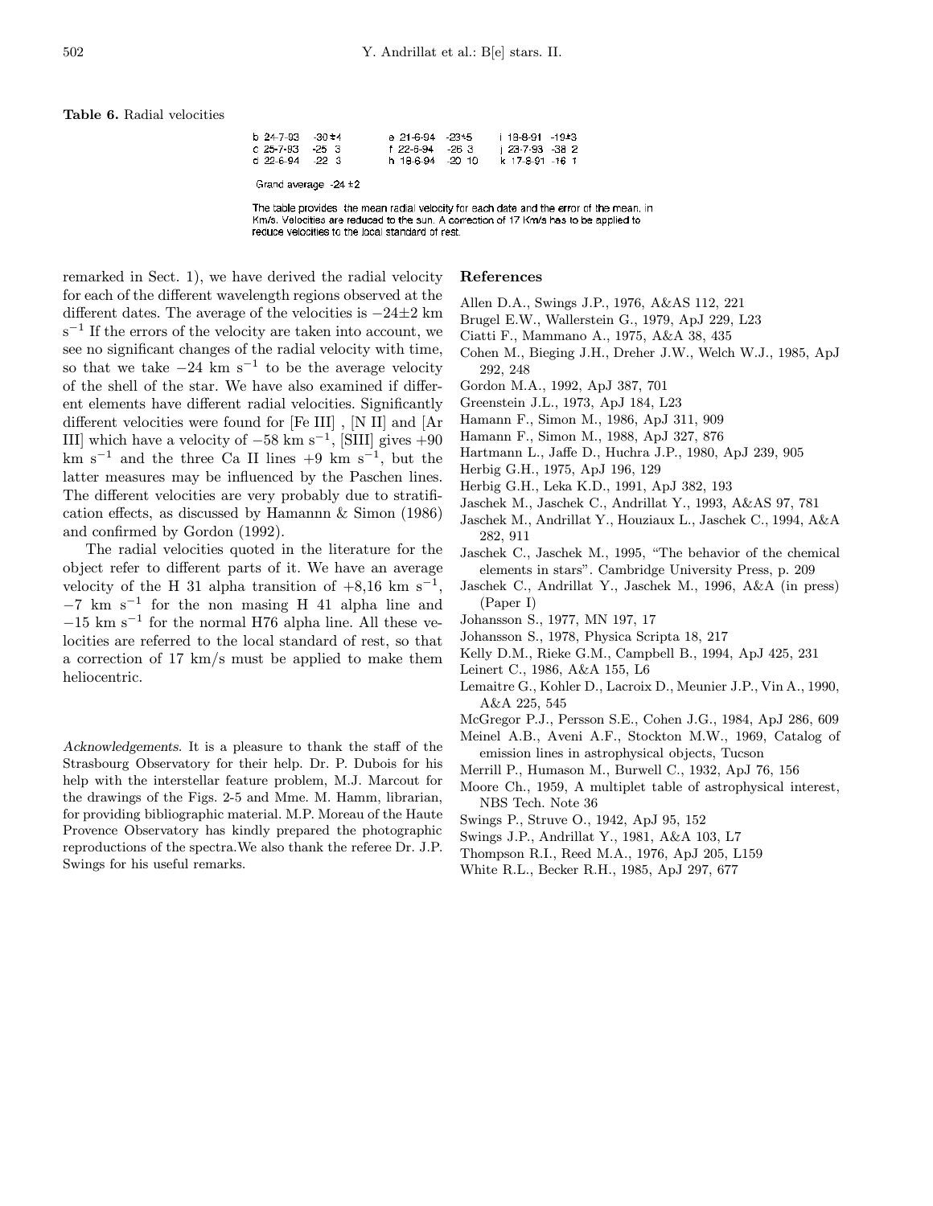**Table 6.** Radial velocities

| | | | | | |
|---|---|---|---|---|---|
| b 24-7-93 | -30 ± 4 | e 21-6-94 | -23 ± 5 | i 18-8-91 | -19 ± 3 |
| c 25-7-93 | -25 3 | f 22-6-94 | -26 3 | j 23-7-93 | -38 2 |
| d 22-6-94 | -22 3 | h 18-6-94 | -20 10 | k 17-8-91 | -16 1 |

Grand average -24 ± 2

The table provides the mean radial velocity for each date and the error of the mean, in Km/s. Velocities are reduced to the sun. A correction of 17 Km/s has to be applied to reduce velocities to the local standard of rest.

remarked in Sect. 1), we have derived the radial velocity for each of the different wavelength regions observed at the different dates. The average of the velocities is $-24 \pm 2$ km $s^{-1}$ If the errors of the velocity are taken into account, we see no significant changes of the radial velocity with time, so that we take $-24$ km $s^{-1}$ to be the average velocity of the shell of the star. We have also examined if different elements have different radial velocities. Significantly different velocities were found for [Fe III] , [N II] and [Ar III] which have a velocity of $-58$ km $s^{-1}$, [SIII] gives $+90$ km $s^{-1}$ and the three Ca II lines $+9$ km $s^{-1}$, but the latter measures may be influenced by the Paschen lines. The different velocities are very probably due to stratification effects, as discussed by Hamannn & Simon (1986) and confirmed by Gordon (1992).

The radial velocities quoted in the literature for the object refer to different parts of it. We have an average velocity of the H 31 alpha transition of $+8{,}16$ km $s^{-1}$, $-7$ km $s^{-1}$ for the non masing H 41 alpha line and $-15$ km $s^{-1}$ for the normal H76 alpha line. All these velocities are referred to the local standard of rest, so that a correction of 17 km/s must be applied to make them heliocentric.

*Acknowledgements.* It is a pleasure to thank the staff of the Strasbourg Observatory for their help. Dr. P. Dubois for his help with the interstellar feature problem, M.J. Marcout for the drawings of the Figs. 2-5 and Mme. M. Hamm, librarian, for providing bibliographic material. M.P. Moreau of the Haute Provence Observatory has kindly prepared the photographic reproductions of the spectra.We also thank the referee Dr. J.P. Swings for his useful remarks.

## References

Allen D.A., Swings J.P., 1976, A&AS 112, 221
Brugel E.W., Wallerstein G., 1979, ApJ 229, L23
Ciatti F., Mammano A., 1975, A&A 38, 435
Cohen M., Bieging J.H., Dreher J.W., Welch W.J., 1985, ApJ 292, 248
Gordon M.A., 1992, ApJ 387, 701
Greenstein J.L., 1973, ApJ 184, L23
Hamann F., Simon M., 1986, ApJ 311, 909
Hamann F., Simon M., 1988, ApJ 327, 876
Hartmann L., Jaffe D., Huchra J.P., 1980, ApJ 239, 905
Herbig G.H., 1975, ApJ 196, 129
Herbig G.H., Leka K.D., 1991, ApJ 382, 193
Jaschek M., Jaschek C., Andrillat Y., 1993, A&AS 97, 781
Jaschek M., Andrillat Y., Houziaux L., Jaschek C., 1994, A&A 282, 911
Jaschek C., Jaschek M., 1995, "The behavior of the chemical elements in stars". Cambridge University Press, p. 209
Jaschek C., Andrillat Y., Jaschek M., 1996, A&A (in press) (Paper I)
Johansson S., 1977, MN 197, 17
Johansson S., 1978, Physica Scripta 18, 217
Kelly D.M., Rieke G.M., Campbell B., 1994, ApJ 425, 231
Leinert C., 1986, A&A 155, L6
Lemaitre G., Kohler D., Lacroix D., Meunier J.P., Vin A., 1990, A&A 225, 545
McGregor P.J., Persson S.E., Cohen J.G., 1984, ApJ 286, 609
Meinel A.B., Aveni A.F., Stockton M.W., 1969, Catalog of emission lines in astrophysical objects, Tucson
Merrill P., Humason M., Burwell C., 1932, ApJ 76, 156
Moore Ch., 1959, A multiplet table of astrophysical interest, NBS Tech. Note 36
Swings P., Struve O., 1942, ApJ 95, 152
Swings J.P., Andrillat Y., 1981, A&A 103, L7
Thompson R.I., Reed M.A., 1976, ApJ 205, L159
White R.L., Becker R.H., 1985, ApJ 297, 677